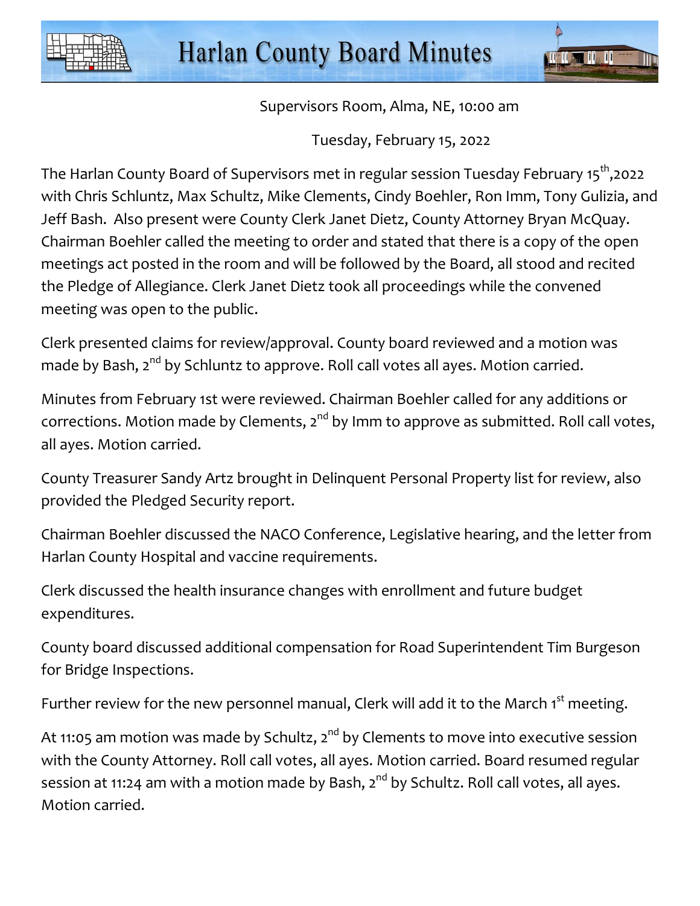# Harlan County Board Minutes

Supervisors Room, Alma, NE, 10:00 am

Tuesday, February 15, 2022

The Harlan County Board of Supervisors met in regular session Tuesday February 15th,2022 with Chris Schluntz, Max Schultz, Mike Clements, Cindy Boehler, Ron Imm, Tony Gulizia, and Jeff Bash. Also present were County Clerk Janet Dietz, County Attorney Bryan McQuay. Chairman Boehler called the meeting to order and stated that there is a copy of the open meetings act posted in the room and will be followed by the Board, all stood and recited the Pledge of Allegiance. Clerk Janet Dietz took all proceedings while the convened meeting was open to the public.

Clerk presented claims for review/approval. County board reviewed and a motion was made by Bash, 2nd by Schluntz to approve. Roll call votes all ayes. Motion carried.

Minutes from February 1st were reviewed. Chairman Boehler called for any additions or corrections. Motion made by Clements, 2nd by Imm to approve as submitted. Roll call votes, all ayes. Motion carried.

County Treasurer Sandy Artz brought in Delinquent Personal Property list for review, also provided the Pledged Security report.

Chairman Boehler discussed the NACO Conference, Legislative hearing, and the letter from Harlan County Hospital and vaccine requirements.

Clerk discussed the health insurance changes with enrollment and future budget expenditures.

County board discussed additional compensation for Road Superintendent Tim Burgeson for Bridge Inspections.

Further review for the new personnel manual, Clerk will add it to the March 1st meeting.

At 11:05 am motion was made by Schultz, 2nd by Clements to move into executive session with the County Attorney. Roll call votes, all ayes. Motion carried. Board resumed regular session at 11:24 am with a motion made by Bash, 2nd by Schultz. Roll call votes, all ayes. Motion carried.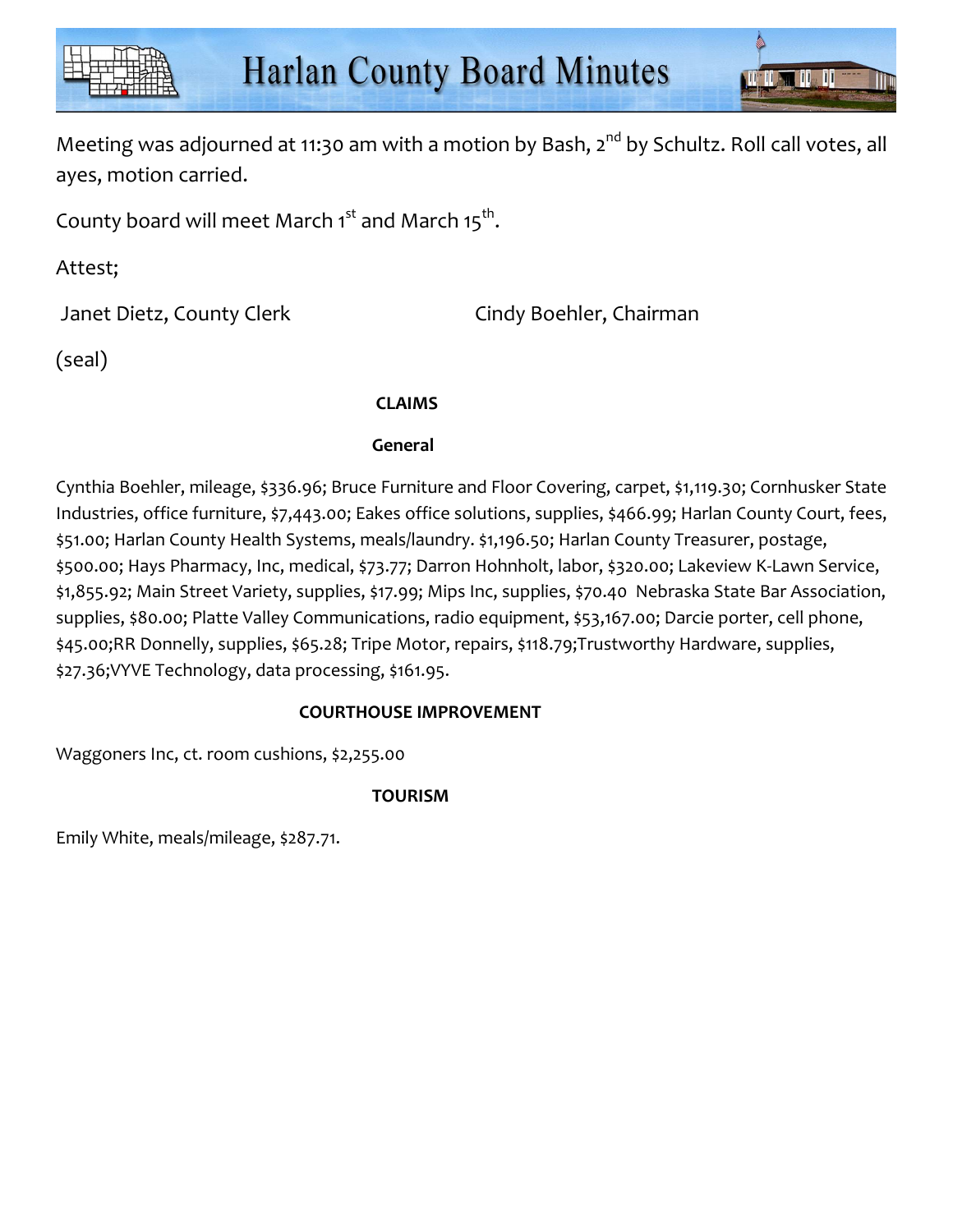Meeting was adjourned at 11:30 am with a motion by Bash, 2nd by Schultz. Roll call votes, all ayes, motion carried.

County board will meet March 1st and March 15th.

Attest;

Janet Dietz, County Clerk Cindy Boehler, Chairman

(seal)

**CLAIMS**

**General**

Cynthia Boehler, mileage, $336.96; Bruce Furniture and Floor Covering, carpet, $1,119.30; Cornhusker State Industries, office furniture, $7,443.00; Eakes office solutions, supplies, $466.99; Harlan County Court, fees, $51.00; Harlan County Health Systems, meals/laundry. $1,196.50; Harlan County Treasurer, postage, $500.00; Hays Pharmacy, Inc, medical, $73.77; Darron Hohnholt, labor, $320.00; Lakeview K-Lawn Service, $1,855.92; Main Street Variety, supplies, $17.99; Mips Inc, supplies, $70.40 Nebraska State Bar Association, supplies, $80.00; Platte Valley Communications, radio equipment, $53,167.00; Darcie porter, cell phone, $45.00;RR Donnelly, supplies, $65.28; Tripe Motor, repairs, $118.79;Trustworthy Hardware, supplies, $27.36;VYVE Technology, data processing, $161.95.

**COURTHOUSE IMPROVEMENT**

Waggoners Inc, ct. room cushions, $2,255.00

**TOURISM**

Emily White, meals/mileage, $287.71.